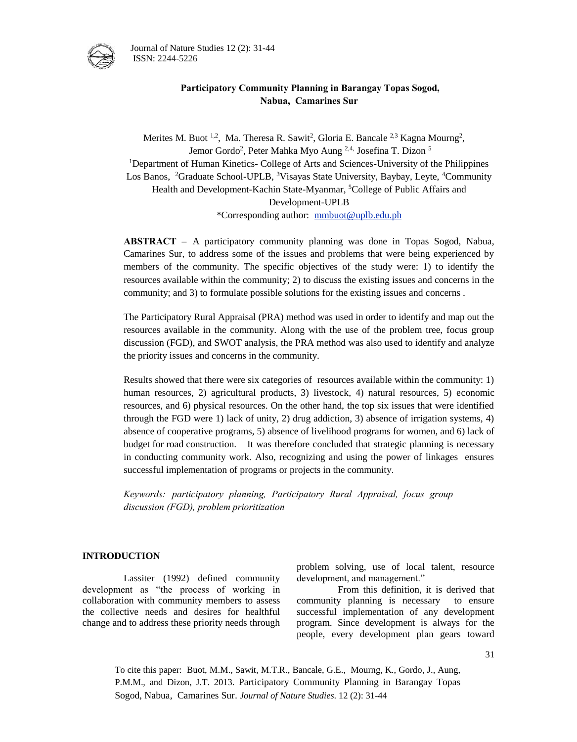# Participatory Community Planning in Barangay Topas Sogod, Nabua, Camarines Sur

Merites M. Buot [1,2], Ma. Theresa R. Sawit[2], Gloria E. Bancale [2,3] Kagna Mourng[2], Jemor Gordo[2], Peter Mahka Myo Aung [2,4,] Josefina T. Dizon [5]

[1]Department of Human Kinetics- College of Arts and Sciences-University of the Philippines Los Banos, [2]Graduate School-UPLB, [3]Visayas State University, Baybay, Leyte, [4]Community Health and Development-Kachin State-Myanmar, [5]College of Public Affairs and Development-UPLB

*Corresponding author: mmbuot@uplb.edu.ph

**ABSTRACT –** A participatory community planning was done in Topas Sogod, Nabua, Camarines Sur, to address some of the issues and problems that were being experienced by members of the community. The specific objectives of the study were: 1) to identify the resources available within the community; 2) to discuss the existing issues and concerns in the community; and 3) to formulate possible solutions for the existing issues and concerns .

The Participatory Rural Appraisal (PRA) method was used in order to identify and map out the resources available in the community. Along with the use of the problem tree, focus group discussion (FGD), and SWOT analysis, the PRA method was also used to identify and analyze the priority issues and concerns in the community.

Results showed that there were six categories of resources available within the community: 1) human resources, 2) agricultural products, 3) livestock, 4) natural resources, 5) economic resources, and 6) physical resources. On the other hand, the top six issues that were identified through the FGD were 1) lack of unity, 2) drug addiction, 3) absence of irrigation systems, 4) absence of cooperative programs, 5) absence of livelihood programs for women, and 6) lack of budget for road construction. It was therefore concluded that strategic planning is necessary in conducting community work. Also, recognizing and using the power of linkages ensures successful implementation of programs or projects in the community.

*Keywords: participatory planning, Participatory Rural Appraisal, focus group discussion (FGD), problem prioritization*

## INTRODUCTION

Lassiter (1992) defined community development as "the process of working in collaboration with community members to assess the collective needs and desires for healthful change and to address these priority needs through problem solving, use of local talent, resource development, and management."

From this definition, it is derived that community planning is necessary to ensure successful implementation of any development program. Since development is always for the people, every development plan gears toward

To cite this paper: Buot, M.M., Sawit, M.T.R., Bancale, G.E., Mourng, K., Gordo, J., Aung, P.M.M., and Dizon, J.T. 2013. Participatory Community Planning in Barangay Topas Sogod, Nabua, Camarines Sur. *Journal of Nature Studies.* 12 (2): 31-44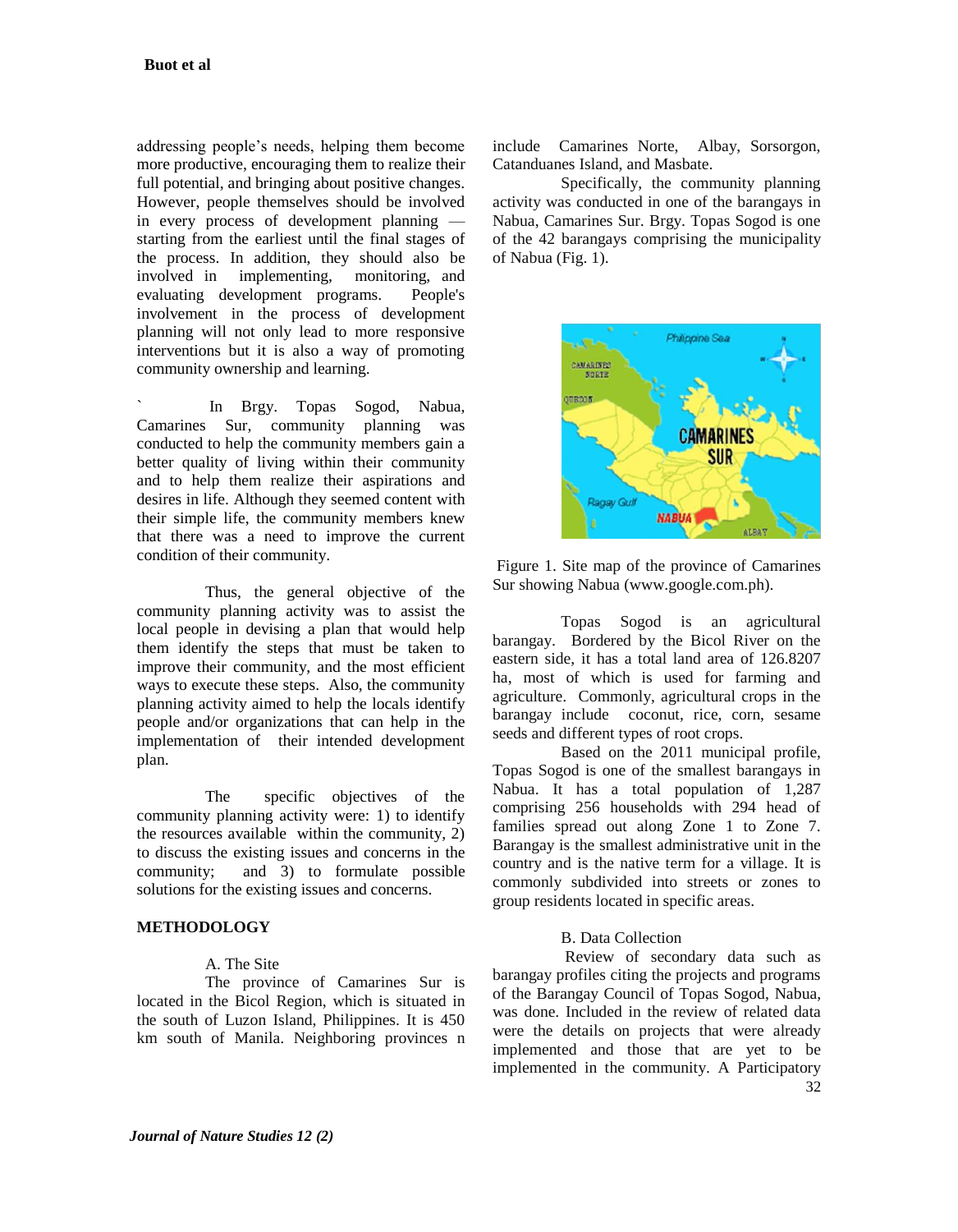addressing people's needs, helping them become more productive, encouraging them to realize their full potential, and bringing about positive changes. However, people themselves should be involved in every process of development planning — starting from the earliest until the final stages of the process. In addition, they should also be involved in implementing, monitoring, and evaluating development programs. People's involvement in the process of development planning will not only lead to more responsive interventions but it is also a way of promoting community ownership and learning.

` In Brgy. Topas Sogod, Nabua, Camarines Sur, community planning was conducted to help the community members gain a better quality of living within their community and to help them realize their aspirations and desires in life. Although they seemed content with their simple life, the community members knew that there was a need to improve the current condition of their community.

Thus, the general objective of the community planning activity was to assist the local people in devising a plan that would help them identify the steps that must be taken to improve their community, and the most efficient ways to execute these steps. Also, the community planning activity aimed to help the locals identify people and/or organizations that can help in the implementation of their intended development plan.

The specific objectives of the community planning activity were: 1) to identify the resources available within the community, 2) to discuss the existing issues and concerns in the community; and 3) to formulate possible solutions for the existing issues and concerns.

## METHODOLOGY

### A. The Site

The province of Camarines Sur is located in the Bicol Region, which is situated in the south of Luzon Island, Philippines. It is 450 km south of Manila. Neighboring provinces n include Camarines Norte, Albay, Sorsorgon, Catanduanes Island, and Masbate.

Specifically, the community planning activity was conducted in one of the barangays in Nabua, Camarines Sur. Brgy. Topas Sogod is one of the 42 barangays comprising the municipality of Nabua (Fig. 1).

Figure 1. Site map of the province of Camarines Sur showing Nabua (www.google.com.ph).

Topas Sogod is an agricultural barangay. Bordered by the Bicol River on the eastern side, it has a total land area of 126.8207 ha, most of which is used for farming and agriculture. Commonly, agricultural crops in the barangay include coconut, rice, corn, sesame seeds and different types of root crops.

Based on the 2011 municipal profile, Topas Sogod is one of the smallest barangays in Nabua. It has a total population of 1,287 comprising 256 households with 294 head of families spread out along Zone 1 to Zone 7. Barangay is the smallest administrative unit in the country and is the native term for a village. It is commonly subdivided into streets or zones to group residents located in specific areas.

### B. Data Collection

Review of secondary data such as barangay profiles citing the projects and programs of the Barangay Council of Topas Sogod, Nabua, was done. Included in the review of related data were the details on projects that were already implemented and those that are yet to be implemented in the community. A Participatory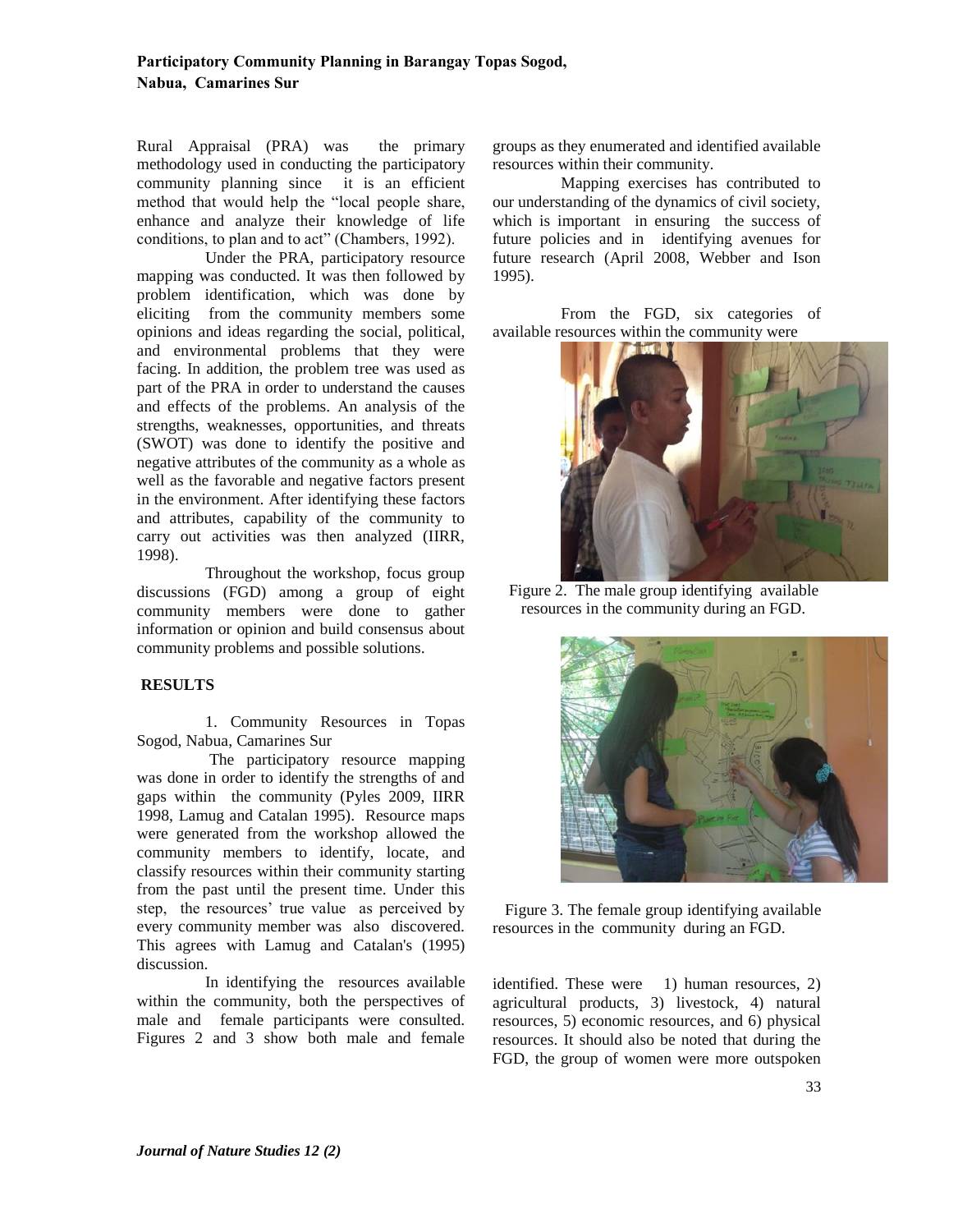Rural Appraisal (PRA) was the primary methodology used in conducting the participatory community planning since it is an efficient method that would help the "local people share, enhance and analyze their knowledge of life conditions, to plan and to act" (Chambers, 1992).

Under the PRA, participatory resource mapping was conducted. It was then followed by problem identification, which was done by eliciting from the community members some opinions and ideas regarding the social, political, and environmental problems that they were facing. In addition, the problem tree was used as part of the PRA in order to understand the causes and effects of the problems. An analysis of the strengths, weaknesses, opportunities, and threats (SWOT) was done to identify the positive and negative attributes of the community as a whole as well as the favorable and negative factors present in the environment. After identifying these factors and attributes, capability of the community to carry out activities was then analyzed (IIRR, 1998).

Throughout the workshop, focus group discussions (FGD) among a group of eight community members were done to gather information or opinion and build consensus about community problems and possible solutions.

## RESULTS

1. Community Resources in Topas Sogod, Nabua, Camarines Sur

The participatory resource mapping was done in order to identify the strengths of and gaps within the community (Pyles 2009, IIRR 1998, Lamug and Catalan 1995). Resource maps were generated from the workshop allowed the community members to identify, locate, and classify resources within their community starting from the past until the present time. Under this step, the resources' true value as perceived by every community member was also discovered. This agrees with Lamug and Catalan's (1995) discussion.

In identifying the resources available within the community, both the perspectives of male and female participants were consulted. Figures 2 and 3 show both male and female groups as they enumerated and identified available resources within their community.

Mapping exercises has contributed to our understanding of the dynamics of civil society, which is important in ensuring the success of future policies and in identifying avenues for future research (April 2008, Webber and Ison 1995).

From the FGD, six categories of available resources within the community were identified. These were 1) human resources, 2) agricultural products, 3) livestock, 4) natural resources, 5) economic resources, and 6) physical resources. It should also be noted that during the FGD, the group of women were more outspoken

Figure 2. The male group identifying available resources in the community during an FGD.

Figure 3. The female group identifying available resources in the community during an FGD.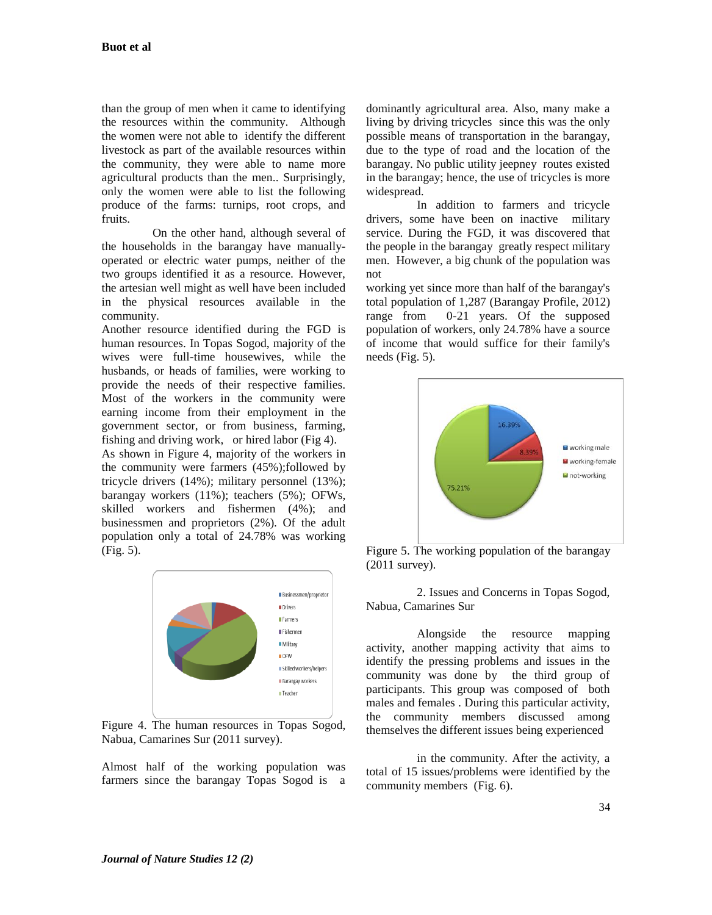than the group of men when it came to identifying the resources within the community. Although the women were not able to identify the different livestock as part of the available resources within the community, they were able to name more agricultural products than the men.. Surprisingly, only the women were able to list the following produce of the farms: turnips, root crops, and fruits.

On the other hand, although several of the households in the barangay have manually-operated or electric water pumps, neither of the two groups identified it as a resource. However, the artesian well might as well have been included in the physical resources available in the community.

Another resource identified during the FGD is human resources. In Topas Sogod, majority of the wives were full-time housewives, while the husbands, or heads of families, were working to provide the needs of their respective families. Most of the workers in the community were earning income from their employment in the government sector, or from business, farming, fishing and driving work, or hired labor (Fig 4).

As shown in Figure 4, majority of the workers in the community were farmers (45%);followed by tricycle drivers (14%); military personnel (13%); barangay workers (11%); teachers (5%); OFWs, skilled workers and fishermen (4%); and businessmen and proprietors (2%). Of the adult population only a total of 24.78% was working (Fig. 5).

Figure 4. The human resources in Topas Sogod, Nabua, Camarines Sur (2011 survey).

Almost half of the working population was farmers since the barangay Topas Sogod is a dominantly agricultural area. Also, many make a living by driving tricycles since this was the only possible means of transportation in the barangay, due to the type of road and the location of the barangay. No public utility jeepney routes existed in the barangay; hence, the use of tricycles is more widespread.

In addition to farmers and tricycle drivers, some have been on inactive military service. During the FGD, it was discovered that the people in the barangay greatly respect military men. However, a big chunk of the population was not working yet since more than half of the barangay's total population of 1,287 (Barangay Profile, 2012) range from 0-21 years. Of the supposed population of workers, only 24.78% have a source of income that would suffice for their family's needs (Fig. 5).

Figure 5. The working population of the barangay (2011 survey).

2. Issues and Concerns in Topas Sogod, Nabua, Camarines Sur

Alongside the resource mapping activity, another mapping activity that aims to identify the pressing problems and issues in the community was done by the third group of participants. This group was composed of both males and females . During this particular activity, the community members discussed among themselves the different issues being experienced in the community. After the activity, a total of 15 issues/problems were identified by the community members (Fig. 6).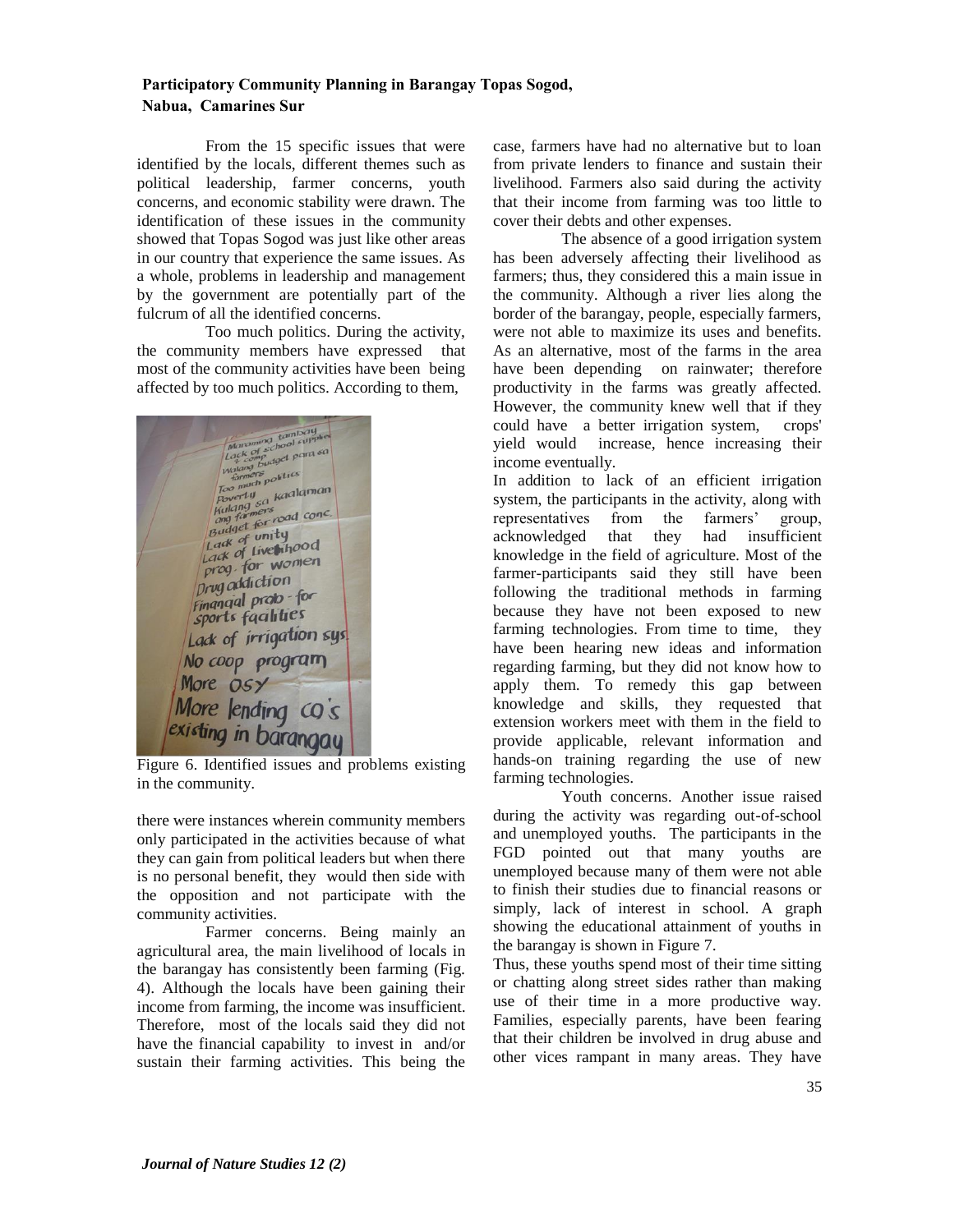**Participatory Community Planning in Barangay Topas Sogod, Nabua, Camarines Sur**

From the 15 specific issues that were identified by the locals, different themes such as political leadership, farmer concerns, youth concerns, and economic stability were drawn. The identification of these issues in the community showed that Topas Sogod was just like other areas in our country that experience the same issues. As a whole, problems in leadership and management by the government are potentially part of the fulcrum of all the identified concerns.

Too much politics. During the activity, the community members have expressed that most of the community activities have been being affected by too much politics. According to them, there were instances wherein community members only participated in the activities because of what they can gain from political leaders but when there is no personal benefit, they would then side with the opposition and not participate with the community activities.

Figure 6. Identified issues and problems existing in the community.

Farmer concerns. Being mainly an agricultural area, the main livelihood of locals in the barangay has consistently been farming (Fig. 4). Although the locals have been gaining their income from farming, the income was insufficient. Therefore, most of the locals said they did not have the financial capability to invest in and/or sustain their farming activities. This being the case, farmers have had no alternative but to loan from private lenders to finance and sustain their livelihood. Farmers also said during the activity that their income from farming was too little to cover their debts and other expenses.

The absence of a good irrigation system has been adversely affecting their livelihood as farmers; thus, they considered this a main issue in the community. Although a river lies along the border of the barangay, people, especially farmers, were not able to maximize its uses and benefits. As an alternative, most of the farms in the area have been depending on rainwater; therefore productivity in the farms was greatly affected. However, the community knew well that if they could have a better irrigation system, crops' yield would increase, hence increasing their income eventually.

In addition to lack of an efficient irrigation system, the participants in the activity, along with representatives from the farmers' group, acknowledged that they had insufficient knowledge in the field of agriculture. Most of the farmer-participants said they still have been following the traditional methods in farming because they have not been exposed to new farming technologies. From time to time, they have been hearing new ideas and information regarding farming, but they did not know how to apply them. To remedy this gap between knowledge and skills, they requested that extension workers meet with them in the field to provide applicable, relevant information and hands-on training regarding the use of new farming technologies.

Youth concerns. Another issue raised during the activity was regarding out-of-school and unemployed youths. The participants in the FGD pointed out that many youths are unemployed because many of them were not able to finish their studies due to financial reasons or simply, lack of interest in school. A graph showing the educational attainment of youths in the barangay is shown in Figure 7.

Thus, these youths spend most of their time sitting or chatting along street sides rather than making use of their time in a more productive way. Families, especially parents, have been fearing that their children be involved in drug abuse and other vices rampant in many areas. They have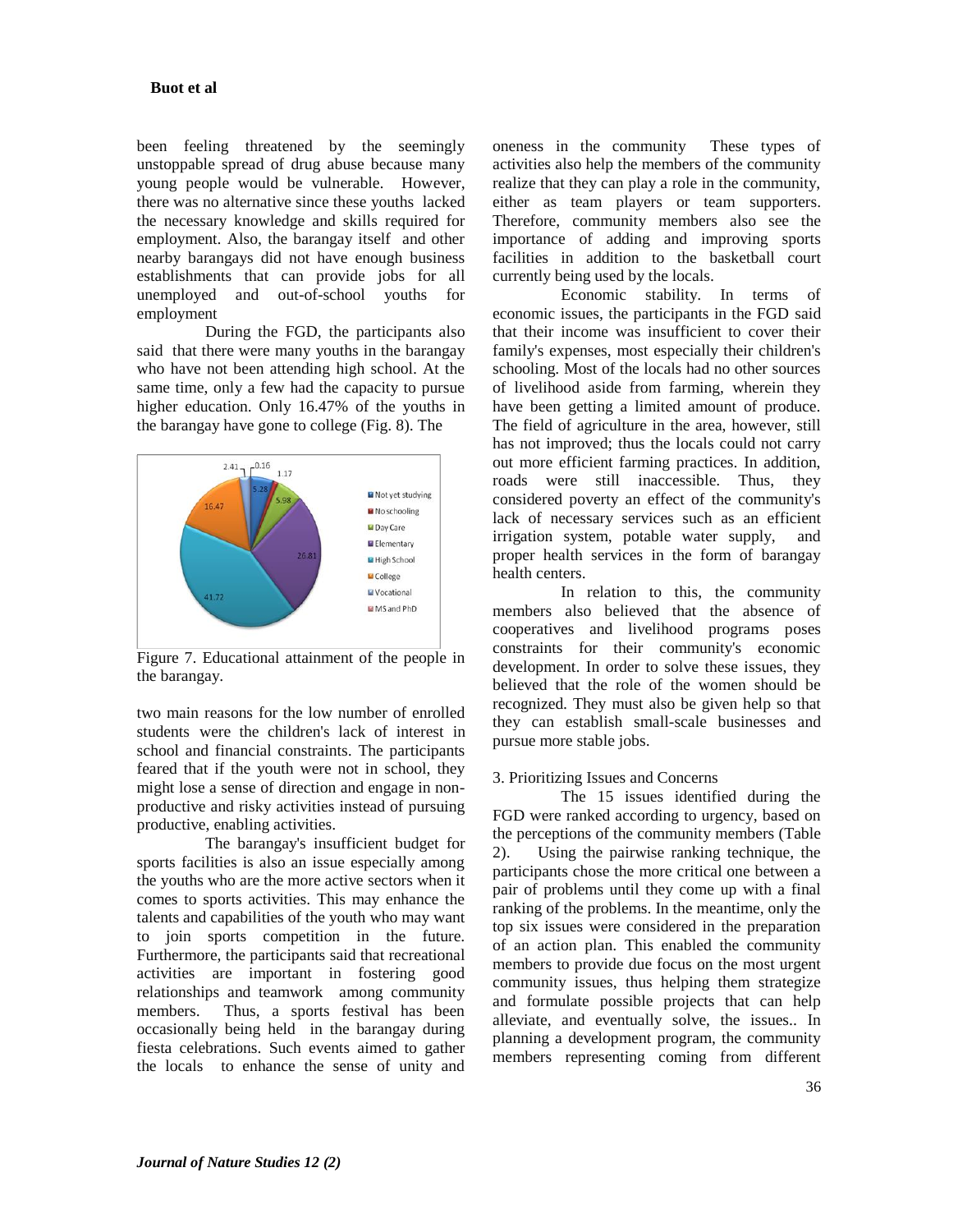been feeling threatened by the seemingly unstoppable spread of drug abuse because many young people would be vulnerable. However, there was no alternative since these youths lacked the necessary knowledge and skills required for employment. Also, the barangay itself and other nearby barangays did not have enough business establishments that can provide jobs for all unemployed and out-of-school youths for employment

During the FGD, the participants also said that there were many youths in the barangay who have not been attending high school. At the same time, only a few had the capacity to pursue higher education. Only 16.47% of the youths in the barangay have gone to college (Fig. 8). The two main reasons for the low number of enrolled students were the children's lack of interest in school and financial constraints. The participants feared that if the youth were not in school, they might lose a sense of direction and engage in non-productive and risky activities instead of pursuing productive, enabling activities.

Figure 7. Educational attainment of the people in the barangay.

The barangay's insufficient budget for sports facilities is also an issue especially among the youths who are the more active sectors when it comes to sports activities. This may enhance the talents and capabilities of the youth who may want to join sports competition in the future. Furthermore, the participants said that recreational activities are important in fostering good relationships and teamwork among community members. Thus, a sports festival has been occasionally being held in the barangay during fiesta celebrations. Such events aimed to gather the locals to enhance the sense of unity and oneness in the community These types of activities also help the members of the community realize that they can play a role in the community, either as team players or team supporters. Therefore, community members also see the importance of adding and improving sports facilities in addition to the basketball court currently being used by the locals.

Economic stability. In terms of economic issues, the participants in the FGD said that their income was insufficient to cover their family's expenses, most especially their children's schooling. Most of the locals had no other sources of livelihood aside from farming, wherein they have been getting a limited amount of produce. The field of agriculture in the area, however, still has not improved; thus the locals could not carry out more efficient farming practices. In addition, roads were still inaccessible. Thus, they considered poverty an effect of the community's lack of necessary services such as an efficient irrigation system, potable water supply, and proper health services in the form of barangay health centers.

In relation to this, the community members also believed that the absence of cooperatives and livelihood programs poses constraints for their community's economic development. In order to solve these issues, they believed that the role of the women should be recognized. They must also be given help so that they can establish small-scale businesses and pursue more stable jobs.

3. Prioritizing Issues and Concerns

The 15 issues identified during the FGD were ranked according to urgency, based on the perceptions of the community members (Table 2). Using the pairwise ranking technique, the participants chose the more critical one between a pair of problems until they come up with a final ranking of the problems. In the meantime, only the top six issues were considered in the preparation of an action plan. This enabled the community members to provide due focus on the most urgent community issues, thus helping them strategize and formulate possible projects that can help alleviate, and eventually solve, the issues.. In planning a development program, the community members representing coming from different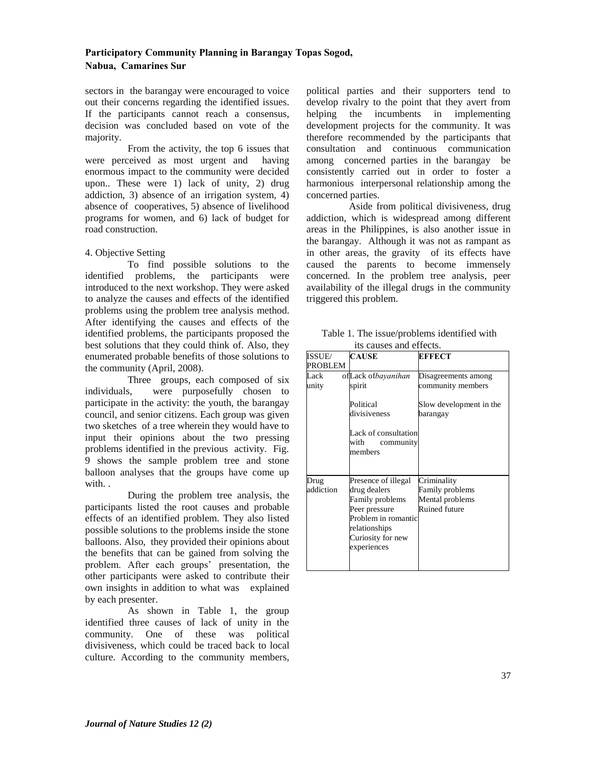sectors in the barangay were encouraged to voice out their concerns regarding the identified issues. If the participants cannot reach a consensus, decision was concluded based on vote of the majority.

From the activity, the top 6 issues that were perceived as most urgent and having enormous impact to the community were decided upon.. These were 1) lack of unity, 2) drug addiction, 3) absence of an irrigation system, 4) absence of cooperatives, 5) absence of livelihood programs for women, and 6) lack of budget for road construction.

4. Objective Setting

To find possible solutions to the identified problems, the participants were introduced to the next workshop. They were asked to analyze the causes and effects of the identified problems using the problem tree analysis method. After identifying the causes and effects of the identified problems, the participants proposed the best solutions that they could think of. Also, they enumerated probable benefits of those solutions to the community (April, 2008).

Three groups, each composed of six individuals, were purposefully chosen to participate in the activity: the youth, the barangay council, and senior citizens. Each group was given two sketches of a tree wherein they would have to input their opinions about the two pressing problems identified in the previous activity. Fig. 9 shows the sample problem tree and stone balloon analyses that the groups have come up with. .

During the problem tree analysis, the participants listed the root causes and probable effects of an identified problem. They also listed possible solutions to the problems inside the stone balloons. Also, they provided their opinions about the benefits that can be gained from solving the problem. After each groups' presentation, the other participants were asked to contribute their own insights in addition to what was explained by each presenter.

As shown in Table 1, the group identified three causes of lack of unity in the community. One of these was political divisiveness, which could be traced back to local culture. According to the community members, political parties and their supporters tend to develop rivalry to the point that they avert from helping the incumbents in implementing development projects for the community. It was therefore recommended by the participants that consultation and continuous communication among concerned parties in the barangay be consistently carried out in order to foster a harmonious interpersonal relationship among the concerned parties.

Aside from political divisiveness, drug addiction, which is widespread among different areas in the Philippines, is also another issue in the barangay. Although it was not as rampant as in other areas, the gravity of its effects have caused the parents to become immensely concerned. In the problem tree analysis, peer availability of the illegal drugs in the community triggered this problem.

Table 1. The issue/problems identified with its causes and effects.

| ISSUE/ PROBLEM | CAUSE | EFFECT |
|---|---|---|
| Lack of unity | Lack of *bayanihan* spirit<br><br>Political divisiveness<br><br>Lack of consultation with community members | Disagreements among community members<br><br>Slow development in the barangay |
| Drug addiction | Presence of illegal drug dealers<br>Family problems<br>Peer pressure<br>Problem in romantic relationships<br>Curiosity for new experiences | Criminality<br>Family problems<br>Mental problems<br>Ruined future |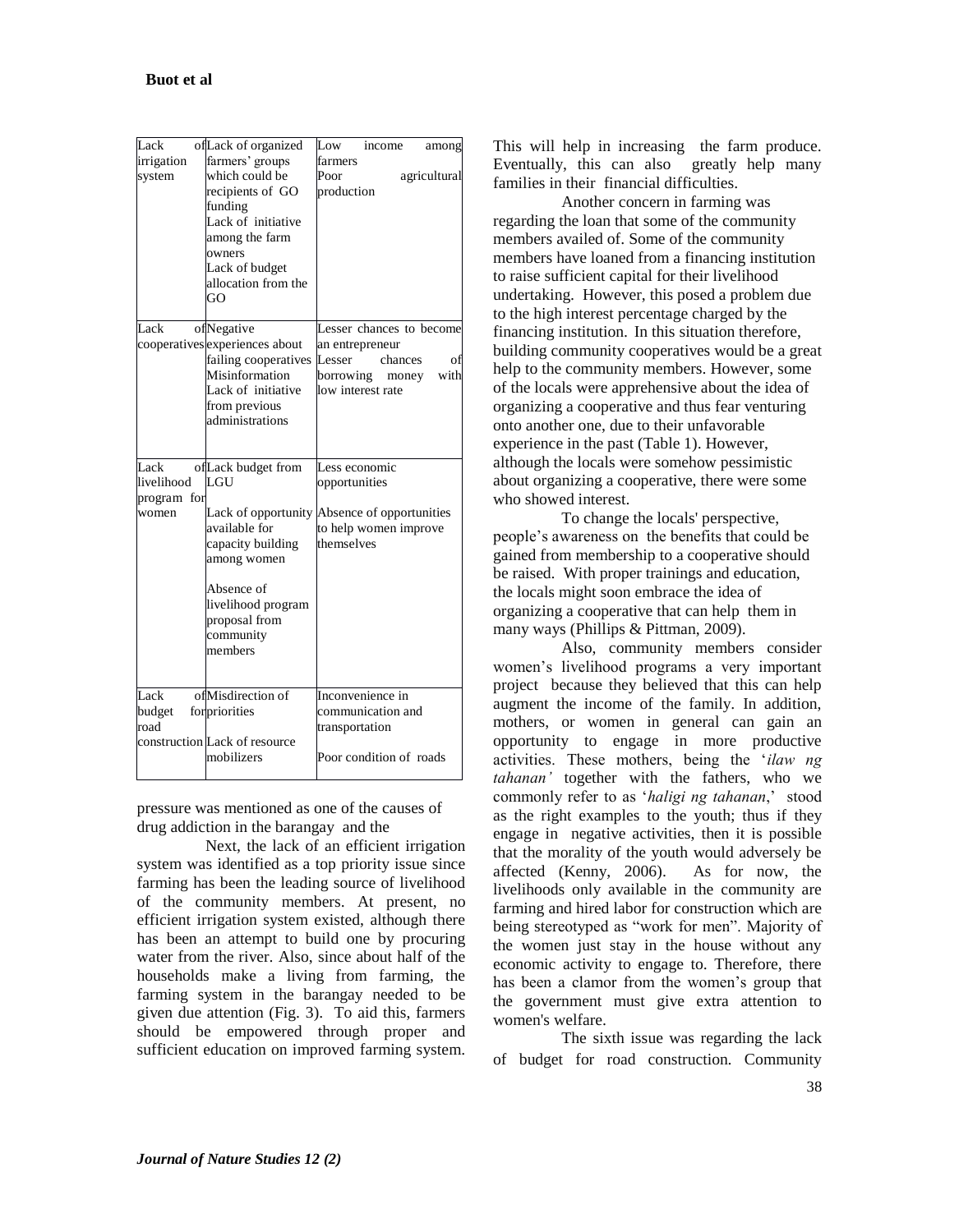| | | |
|---|---|---|
| Lack of irrigation system | Lack of organized farmers' groups which could be recipients of GO funding<br>Lack of initiative among the farm owners<br>Lack of budget allocation from the GO | Low income among farmers<br>Poor agricultural production |
| Lack of cooperatives | Negative experiences about failing cooperatives<br>Misinformation<br>Lack of initiative from previous administrations | Lesser chances to become an entrepreneur<br>Lesser chances of borrowing money with low interest rate |
| Lack of livelihood program for women | Lack budget from LGU<br><br>Lack of opportunity available for capacity building among women<br><br>Absence of livelihood program proposal from community members | Less economic opportunities<br><br>Absence of opportunities to help women improve themselves |
| Lack of budget for road construction | Misdirection of priorities<br>Lack of resource mobilizers | Inconvenience in communication and transportation<br><br>Poor condition of roads |

pressure was mentioned as one of the causes of drug addiction in the barangay and the

Next, the lack of an efficient irrigation system was identified as a top priority issue since farming has been the leading source of livelihood of the community members. At present, no efficient irrigation system existed, although there has been an attempt to build one by procuring water from the river. Also, since about half of the households make a living from farming, the farming system in the barangay needed to be given due attention (Fig. 3). To aid this, farmers should be empowered through proper and sufficient education on improved farming system. This will help in increasing the farm produce. Eventually, this can also greatly help many families in their financial difficulties.

Another concern in farming was regarding the loan that some of the community members availed of. Some of the community members have loaned from a financing institution to raise sufficient capital for their livelihood undertaking. However, this posed a problem due to the high interest percentage charged by the financing institution. In this situation therefore, building community cooperatives would be a great help to the community members. However, some of the locals were apprehensive about the idea of organizing a cooperative and thus fear venturing onto another one, due to their unfavorable experience in the past (Table 1). However, although the locals were somehow pessimistic about organizing a cooperative, there were some who showed interest.

To change the locals' perspective, people's awareness on the benefits that could be gained from membership to a cooperative should be raised. With proper trainings and education, the locals might soon embrace the idea of organizing a cooperative that can help them in many ways (Phillips & Pittman, 2009).

Also, community members consider women's livelihood programs a very important project because they believed that this can help augment the income of the family. In addition, mothers, or women in general can gain an opportunity to engage in more productive activities. These mothers, being the '*ilaw ng tahanan'* together with the fathers, who we commonly refer to as '*haligi ng tahanan*,' stood as the right examples to the youth; thus if they engage in negative activities, then it is possible that the morality of the youth would adversely be affected (Kenny, 2006). As for now, the livelihoods only available in the community are farming and hired labor for construction which are being stereotyped as "work for men". Majority of the women just stay in the house without any economic activity to engage to. Therefore, there has been a clamor from the women's group that the government must give extra attention to women's welfare.

The sixth issue was regarding the lack of budget for road construction. Community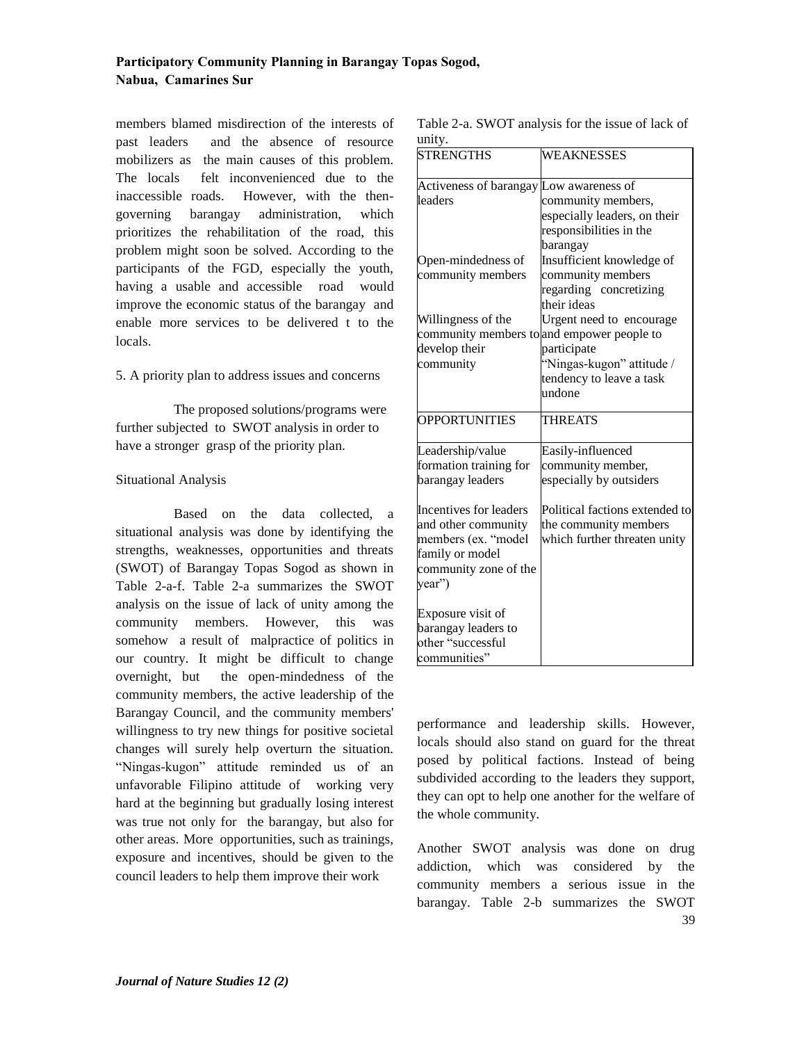members blamed misdirection of the interests of past leaders and the absence of resource mobilizers as the main causes of this problem. The locals felt inconvenienced due to the inaccessible roads. However, with the then-governing barangay administration, which prioritizes the rehabilitation of the road, this problem might soon be solved. According to the participants of the FGD, especially the youth, having a usable and accessible road would improve the economic status of the barangay and enable more services to be delivered t to the locals.

5. A priority plan to address issues and concerns

The proposed solutions/programs were further subjected to SWOT analysis in order to have a stronger grasp of the priority plan.

Situational Analysis

Based on the data collected, a situational analysis was done by identifying the strengths, weaknesses, opportunities and threats (SWOT) of Barangay Topas Sogod as shown in Table 2-a-f. Table 2-a summarizes the SWOT analysis on the issue of lack of unity among the community members. However, this was somehow a result of malpractice of politics in our country. It might be difficult to change overnight, but the open-mindedness of the community members, the active leadership of the Barangay Council, and the community members' willingness to try new things for positive societal changes will surely help overturn the situation. "Ningas-kugon" attitude reminded us of an unfavorable Filipino attitude of working very hard at the beginning but gradually losing interest was true not only for the barangay, but also for other areas. More opportunities, such as trainings, exposure and incentives, should be given to the council leaders to help them improve their work performance and leadership skills. However, locals should also stand on guard for the threat posed by political factions. Instead of being subdivided according to the leaders they support, they can opt to help one another for the welfare of the whole community.

Table 2-a. SWOT analysis for the issue of lack of unity.

| STRENGTHS | WEAKNESSES |
|---|---|
| Activeness of barangay leaders | Low awareness of community members, especially leaders, on their responsibilities in the barangay |
| Open-mindedness of community members | Insufficient knowledge of community members regarding concretizing their ideas |
| Willingness of the community members to develop their community | Urgent need to encourage and empower people to participate<br>"Ningas-kugon" attitude / tendency to leave a task undone |
| **OPPORTUNITIES** | **THREATS** |
| Leadership/value formation training for barangay leaders | Easily-influenced community member, especially by outsiders |
| Incentives for leaders and other community members (ex. "model family or model community zone of the year") | Political factions extended to the community members which further threaten unity |
| Exposure visit of barangay leaders to other "successful communities" | |

Another SWOT analysis was done on drug addiction, which was considered by the community members a serious issue in the barangay. Table 2-b summarizes the SWOT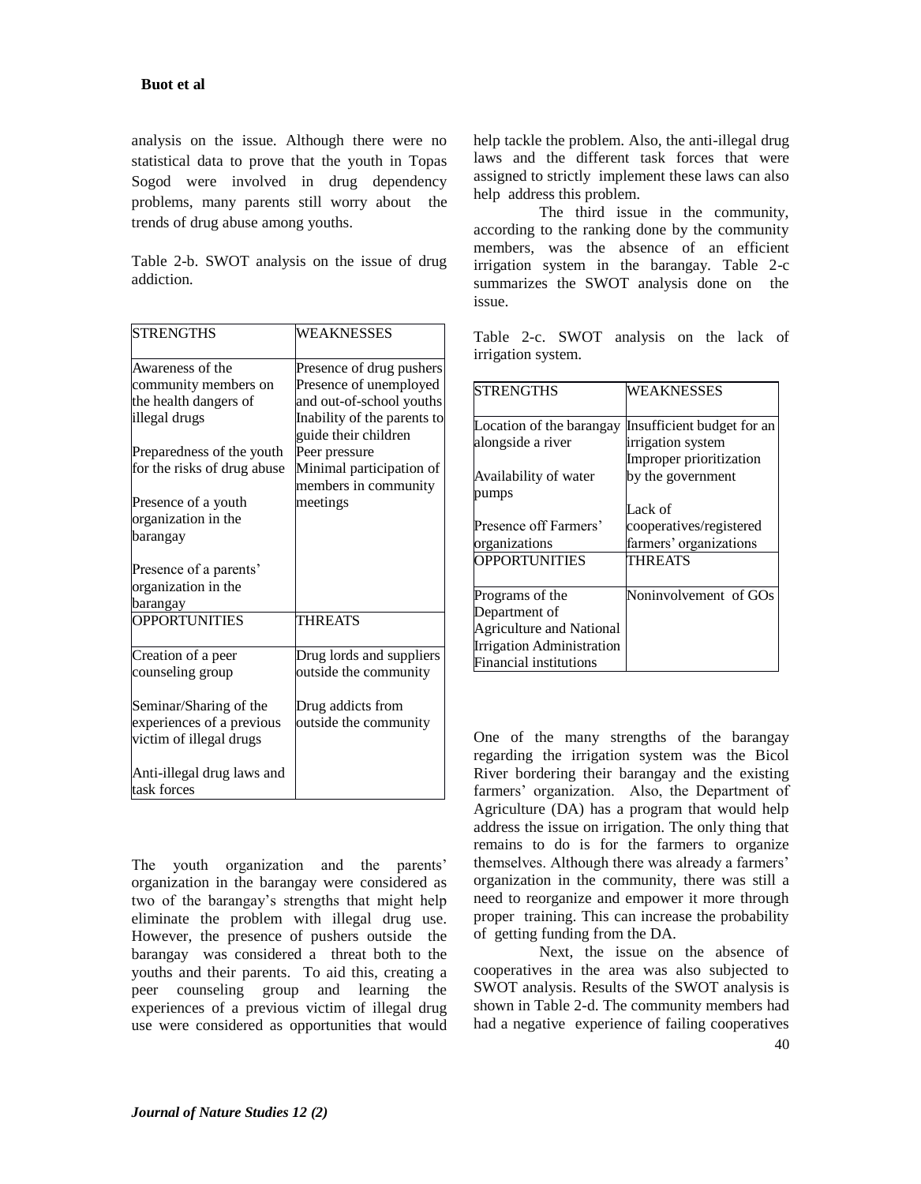analysis on the issue. Although there were no statistical data to prove that the youth in Topas Sogod were involved in drug dependency problems, many parents still worry about the trends of drug abuse among youths.

Table 2-b. SWOT analysis on the issue of drug addiction.

| STRENGTHS | WEAKNESSES |
|---|---|
| Awareness of the community members on the health dangers of illegal drugs<br><br>Preparedness of the youth for the risks of drug abuse<br><br>Presence of a youth organization in the barangay<br><br>Presence of a parents' organization in the barangay | Presence of drug pushers<br>Presence of unemployed and out-of-school youths<br>Inability of the parents to guide their children<br>Peer pressure<br>Minimal participation of members in community meetings |
| **OPPORTUNITIES** | **THREATS** |
| Creation of a peer counseling group<br><br>Seminar/Sharing of the experiences of a previous victim of illegal drugs<br><br>Anti-illegal drug laws and task forces | Drug lords and suppliers outside the community<br><br>Drug addicts from outside the community |

The youth organization and the parents' organization in the barangay were considered as two of the barangay's strengths that might help eliminate the problem with illegal drug use. However, the presence of pushers outside the barangay was considered a threat both to the youths and their parents. To aid this, creating a peer counseling group and learning the experiences of a previous victim of illegal drug use were considered as opportunities that would help tackle the problem. Also, the anti-illegal drug laws and the different task forces that were assigned to strictly implement these laws can also help address this problem.

The third issue in the community, according to the ranking done by the community members, was the absence of an efficient irrigation system in the barangay. Table 2-c summarizes the SWOT analysis done on the issue.

Table 2-c. SWOT analysis on the lack of irrigation system.

| STRENGTHS | WEAKNESSES |
|---|---|
| Location of the barangay alongside a river<br><br>Availability of water pumps<br><br>Presence off Farmers' organizations | Insufficient budget for an irrigation system<br>Improper prioritization by the government<br><br>Lack of cooperatives/registered farmers' organizations |
| **OPPORTUNITIES** | **THREATS** |
| Programs of the Department of Agriculture and National Irrigation Administration<br>Financial institutions | Noninvolvement of GOs |

One of the many strengths of the barangay regarding the irrigation system was the Bicol River bordering their barangay and the existing farmers' organization. Also, the Department of Agriculture (DA) has a program that would help address the issue on irrigation. The only thing that remains to do is for the farmers to organize themselves. Although there was already a farmers' organization in the community, there was still a need to reorganize and empower it more through proper training. This can increase the probability of getting funding from the DA.

Next, the issue on the absence of cooperatives in the area was also subjected to SWOT analysis. Results of the SWOT analysis is shown in Table 2-d. The community members had had a negative experience of failing cooperatives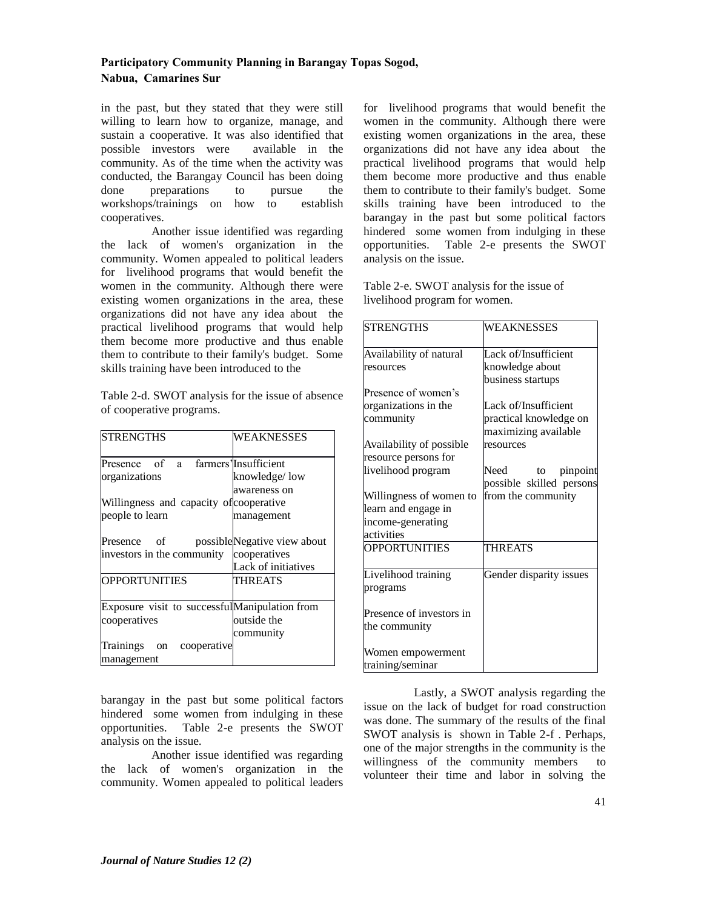in the past, but they stated that they were still willing to learn how to organize, manage, and sustain a cooperative. It was also identified that possible investors were available in the community. As of the time when the activity was conducted, the Barangay Council has been doing done preparations to pursue the workshops/trainings on how to establish cooperatives.

Another issue identified was regarding the lack of women's organization in the community. Women appealed to political leaders for livelihood programs that would benefit the women in the community. Although there were existing women organizations in the area, these organizations did not have any idea about the practical livelihood programs that would help them become more productive and thus enable them to contribute to their family's budget. Some skills training have been introduced to the

Table 2-d. SWOT analysis for the issue of absence of cooperative programs.

| STRENGTHS | WEAKNESSES |
|---|---|
| Presence of a farmers' organizations<br><br>Willingness and capacity of people to learn<br><br>Presence of possible investors in the community | Insufficient knowledge/ low awareness on cooperative management<br><br>Negative view about cooperatives<br>Lack of initiatives |
| **OPPORTUNITIES** | **THREATS** |
| Exposure visit to successful cooperatives<br><br>Trainings on cooperative management | Manipulation from outside the community |

barangay in the past but some political factors hindered some women from indulging in these opportunities. Table 2-e presents the SWOT analysis on the issue.

Another issue identified was regarding the lack of women's organization in the community. Women appealed to political leaders for livelihood programs that would benefit the women in the community. Although there were existing women organizations in the area, these organizations did not have any idea about the practical livelihood programs that would help them become more productive and thus enable them to contribute to their family's budget. Some skills training have been introduced to the barangay in the past but some political factors hindered some women from indulging in these opportunities. Table 2-e presents the SWOT analysis on the issue.

Table 2-e. SWOT analysis for the issue of livelihood program for women.

| STRENGTHS | WEAKNESSES |
|---|---|
| Availability of natural resources<br><br>Presence of women's organizations in the community<br><br>Availability of possible resource persons for livelihood program<br><br>Willingness of women to learn and engage in income-generating activities | Lack of/Insufficient knowledge about business startups<br><br>Lack of/Insufficient practical knowledge on maximizing available resources<br><br>Need to pinpoint possible skilled persons from the community |
| **OPPORTUNITIES** | **THREATS** |
| Livelihood training programs<br><br>Presence of investors in the community<br><br>Women empowerment training/seminar | Gender disparity issues |

Lastly, a SWOT analysis regarding the issue on the lack of budget for road construction was done. The summary of the results of the final SWOT analysis is shown in Table 2-f . Perhaps, one of the major strengths in the community is the willingness of the community members to volunteer their time and labor in solving the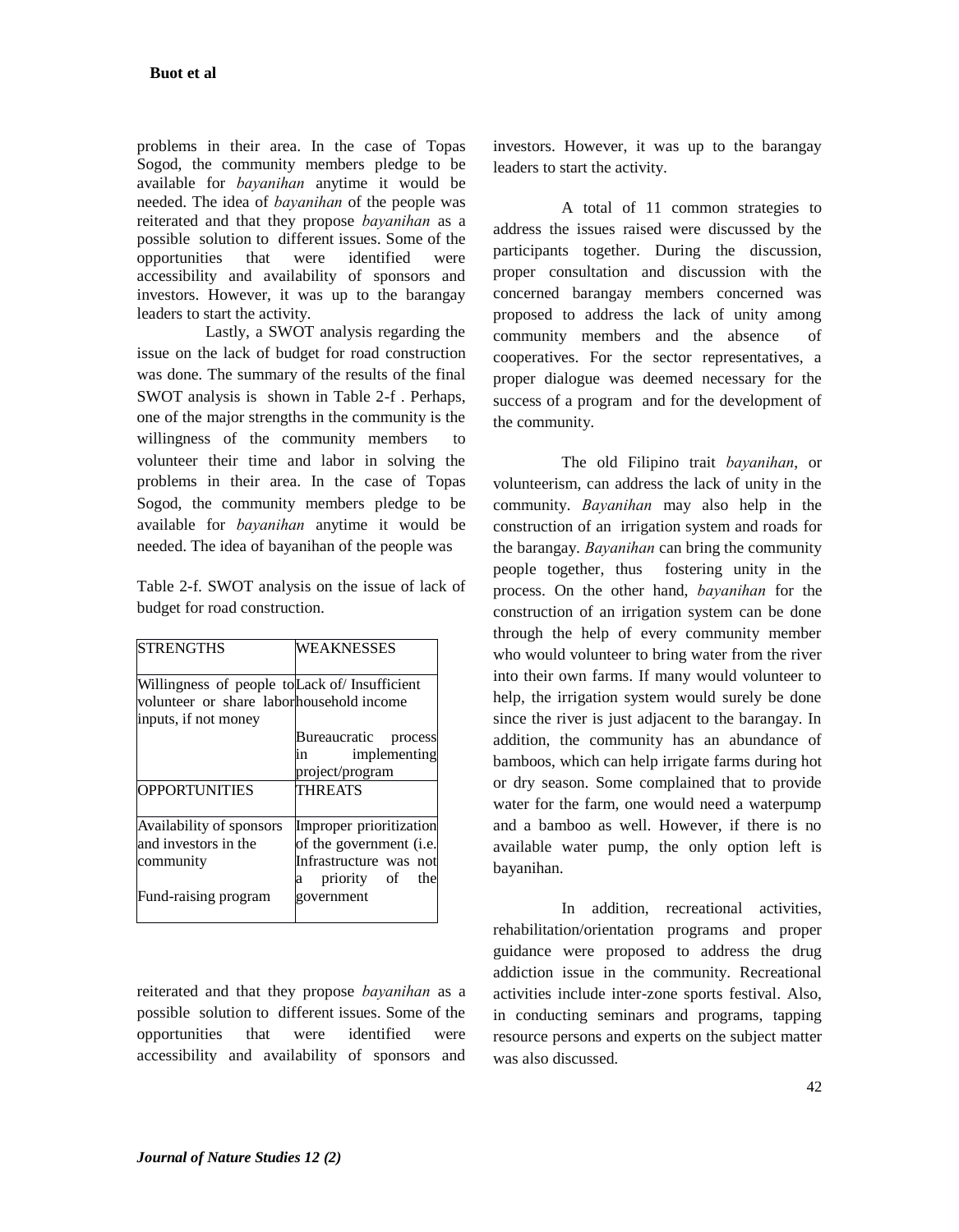problems in their area. In the case of Topas Sogod, the community members pledge to be available for *bayanihan* anytime it would be needed. The idea of *bayanihan* of the people was reiterated and that they propose *bayanihan* as a possible solution to different issues. Some of the opportunities that were identified were accessibility and availability of sponsors and investors. However, it was up to the barangay leaders to start the activity.

Lastly, a SWOT analysis regarding the issue on the lack of budget for road construction was done. The summary of the results of the final SWOT analysis is shown in Table 2-f . Perhaps, one of the major strengths in the community is the willingness of the community members to volunteer their time and labor in solving the problems in their area. In the case of Topas Sogod, the community members pledge to be available for *bayanihan* anytime it would be needed. The idea of bayanihan of the people was reiterated and that they propose *bayanihan* as a possible solution to different issues. Some of the opportunities that were identified were accessibility and availability of sponsors and investors. However, it was up to the barangay leaders to start the activity.

Table 2-f. SWOT analysis on the issue of lack of budget for road construction.

| STRENGTHS | WEAKNESSES |
|---|---|
| Willingness of people to volunteer or share labor inputs, if not money | Lack of/ Insufficient household income<br><br>Bureaucratic process in implementing project/program |
| **OPPORTUNITIES** | **THREATS** |
| Availability of sponsors and investors in the community<br><br>Fund-raising program | Improper prioritization of the government (i.e. Infrastructure was not a priority of the government |

A total of 11 common strategies to address the issues raised were discussed by the participants together. During the discussion, proper consultation and discussion with the concerned barangay members concerned was proposed to address the lack of unity among community members and the absence of cooperatives. For the sector representatives, a proper dialogue was deemed necessary for the success of a program and for the development of the community.

The old Filipino trait *bayanihan*, or volunteerism, can address the lack of unity in the community. *Bayanihan* may also help in the construction of an irrigation system and roads for the barangay. *Bayanihan* can bring the community people together, thus fostering unity in the process. On the other hand, *bayanihan* for the construction of an irrigation system can be done through the help of every community member who would volunteer to bring water from the river into their own farms. If many would volunteer to help, the irrigation system would surely be done since the river is just adjacent to the barangay. In addition, the community has an abundance of bamboos, which can help irrigate farms during hot or dry season. Some complained that to provide water for the farm, one would need a waterpump and a bamboo as well. However, if there is no available water pump, the only option left is bayanihan.

In addition, recreational activities, rehabilitation/orientation programs and proper guidance were proposed to address the drug addiction issue in the community. Recreational activities include inter-zone sports festival. Also, in conducting seminars and programs, tapping resource persons and experts on the subject matter was also discussed.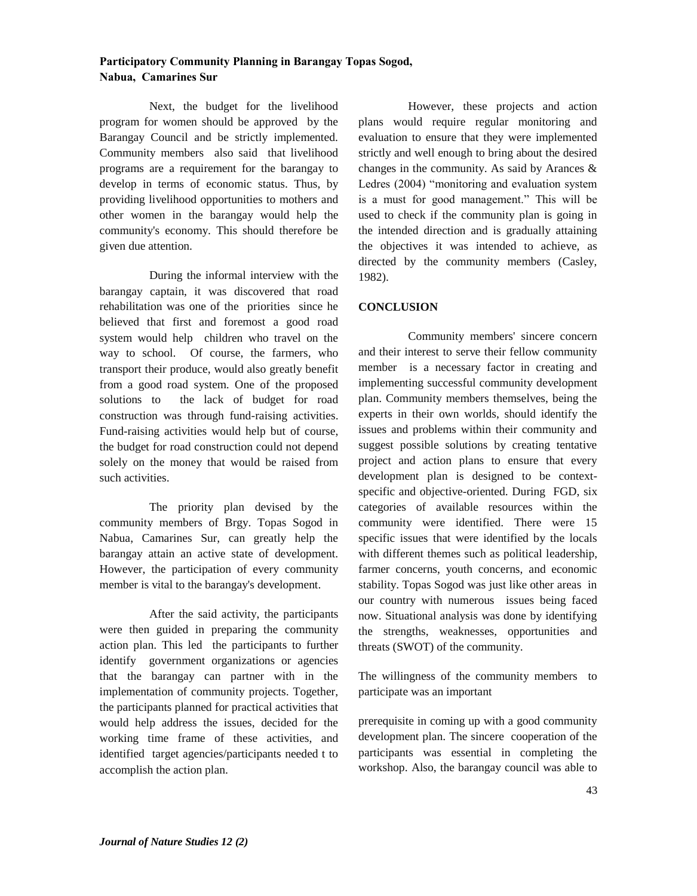Next, the budget for the livelihood program for women should be approved by the Barangay Council and be strictly implemented. Community members also said that livelihood programs are a requirement for the barangay to develop in terms of economic status. Thus, by providing livelihood opportunities to mothers and other women in the barangay would help the community's economy. This should therefore be given due attention.

During the informal interview with the barangay captain, it was discovered that road rehabilitation was one of the priorities since he believed that first and foremost a good road system would help children who travel on the way to school. Of course, the farmers, who transport their produce, would also greatly benefit from a good road system. One of the proposed solutions to the lack of budget for road construction was through fund-raising activities. Fund-raising activities would help but of course, the budget for road construction could not depend solely on the money that would be raised from such activities.

The priority plan devised by the community members of Brgy. Topas Sogod in Nabua, Camarines Sur, can greatly help the barangay attain an active state of development. However, the participation of every community member is vital to the barangay's development.

After the said activity, the participants were then guided in preparing the community action plan. This led the participants to further identify government organizations or agencies that the barangay can partner with in the implementation of community projects. Together, the participants planned for practical activities that would help address the issues, decided for the working time frame of these activities, and identified target agencies/participants needed t to accomplish the action plan.

However, these projects and action plans would require regular monitoring and evaluation to ensure that they were implemented strictly and well enough to bring about the desired changes in the community. As said by Arances & Ledres (2004) "monitoring and evaluation system is a must for good management." This will be used to check if the community plan is going in the intended direction and is gradually attaining the objectives it was intended to achieve, as directed by the community members (Casley, 1982).

**CONCLUSION**

Community members' sincere concern and their interest to serve their fellow community member is a necessary factor in creating and implementing successful community development plan. Community members themselves, being the experts in their own worlds, should identify the issues and problems within their community and suggest possible solutions by creating tentative project and action plans to ensure that every development plan is designed to be context-specific and objective-oriented. During FGD, six categories of available resources within the community were identified. There were 15 specific issues that were identified by the locals with different themes such as political leadership, farmer concerns, youth concerns, and economic stability. Topas Sogod was just like other areas in our country with numerous issues being faced now. Situational analysis was done by identifying the strengths, weaknesses, opportunities and threats (SWOT) of the community.

The willingness of the community members to participate was an important prerequisite in coming up with a good community development plan. The sincere cooperation of the participants was essential in completing the workshop. Also, the barangay council was able to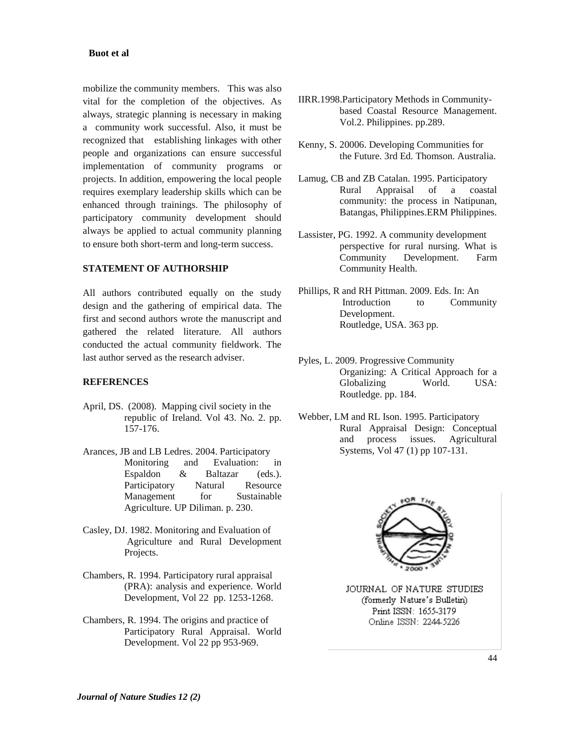mobilize the community members. This was also vital for the completion of the objectives. As always, strategic planning is necessary in making a community work successful. Also, it must be recognized that establishing linkages with other people and organizations can ensure successful implementation of community programs or projects. In addition, empowering the local people requires exemplary leadership skills which can be enhanced through trainings. The philosophy of participatory community development should always be applied to actual community planning to ensure both short-term and long-term success.

## STATEMENT OF AUTHORSHIP

All authors contributed equally on the study design and the gathering of empirical data. The first and second authors wrote the manuscript and gathered the related literature. All authors conducted the actual community fieldwork. The last author served as the research adviser.

## REFERENCES

April, DS. (2008). Mapping civil society in the republic of Ireland. Vol 43. No. 2. pp. 157-176.

Arances, JB and LB Ledres. 2004. Participatory Monitoring and Evaluation: in Espaldon & Baltazar (eds.). Participatory Natural Resource Management for Sustainable Agriculture. UP Diliman. p. 230.

Casley, DJ. 1982. Monitoring and Evaluation of Agriculture and Rural Development Projects.

Chambers, R. 1994. Participatory rural appraisal (PRA): analysis and experience. World Development, Vol 22 pp. 1253-1268.

Chambers, R. 1994. The origins and practice of Participatory Rural Appraisal. World Development. Vol 22 pp 953-969.

IIRR.1998.Participatory Methods in Community-based Coastal Resource Management. Vol.2. Philippines. pp.289.

Kenny, S. 20006. Developing Communities for the Future. 3rd Ed. Thomson. Australia.

Lamug, CB and ZB Catalan. 1995. Participatory Rural Appraisal of a coastal community: the process in Natipunan, Batangas, Philippines.ERM Philippines.

Lassister, PG. 1992. A community development perspective for rural nursing. What is Community Development. Farm Community Health.

Phillips, R and RH Pittman. 2009. Eds. In: An Introduction to Community Development. Routledge, USA. 363 pp.

Pyles, L. 2009. Progressive Community Organizing: A Critical Approach for a Globalizing World. USA: Routledge. pp. 184.

Webber, LM and RL Ison. 1995. Participatory Rural Appraisal Design: Conceptual and process issues. Agricultural Systems, Vol 47 (1) pp 107-131.

JOURNAL OF NATURE STUDIES
(formerly Nature's Bulletin)
Print ISSN: 1655-3179
Online ISSN: 2244-5226